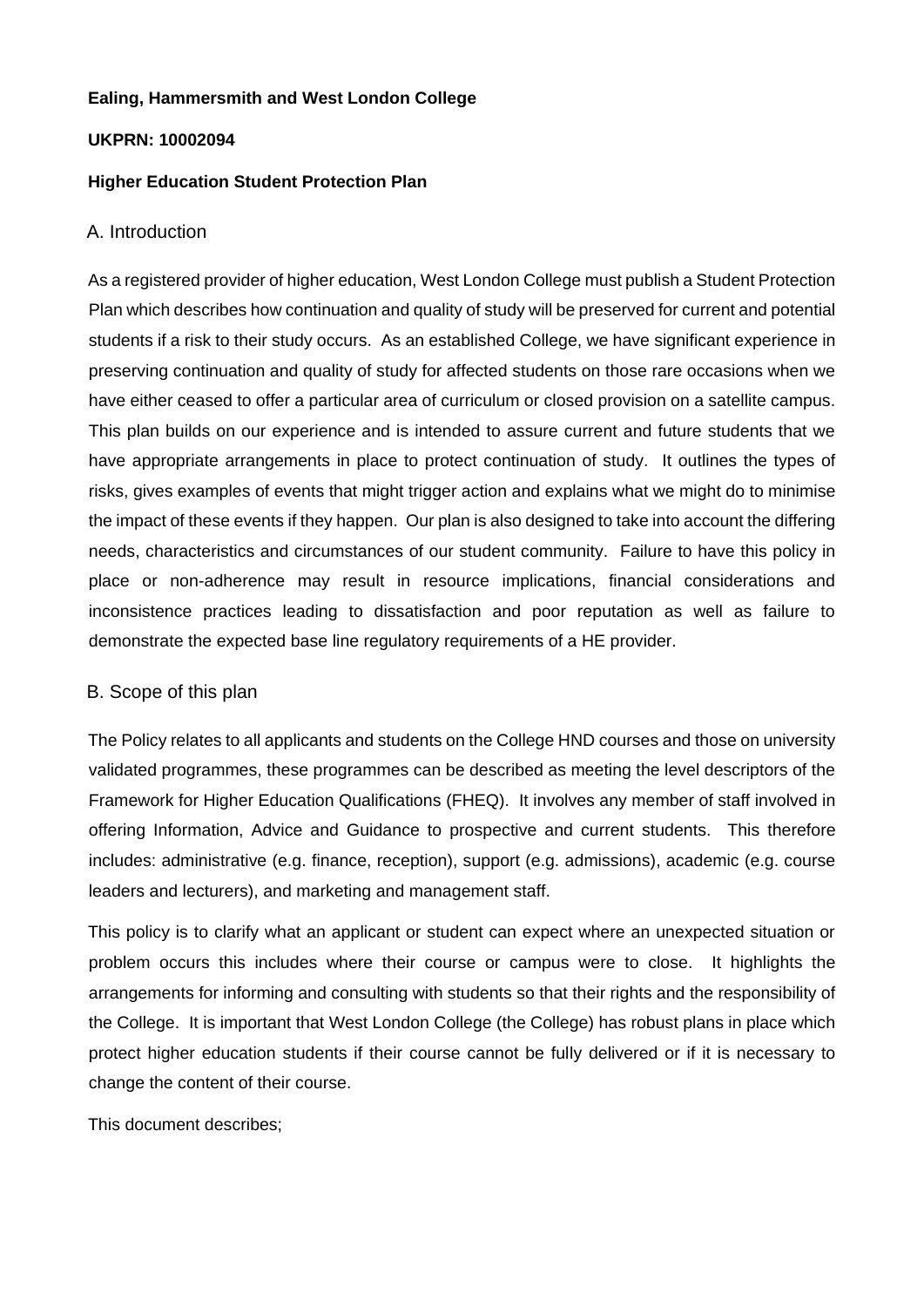**Ealing, Hammersmith and West London College**

**UKPRN: 10002094**

**Higher Education Student Protection Plan**

## A. Introduction

As a registered provider of higher education, West London College must publish a Student Protection Plan which describes how continuation and quality of study will be preserved for current and potential students if a risk to their study occurs. As an established College, we have significant experience in preserving continuation and quality of study for affected students on those rare occasions when we have either ceased to offer a particular area of curriculum or closed provision on a satellite campus. This plan builds on our experience and is intended to assure current and future students that we have appropriate arrangements in place to protect continuation of study. It outlines the types of risks, gives examples of events that might trigger action and explains what we might do to minimise the impact of these events if they happen. Our plan is also designed to take into account the differing needs, characteristics and circumstances of our student community. Failure to have this policy in place or non-adherence may result in resource implications, financial considerations and inconsistence practices leading to dissatisfaction and poor reputation as well as failure to demonstrate the expected base line regulatory requirements of a HE provider.

## B. Scope of this plan

The Policy relates to all applicants and students on the College HND courses and those on university validated programmes, these programmes can be described as meeting the level descriptors of the Framework for Higher Education Qualifications (FHEQ). It involves any member of staff involved in offering Information, Advice and Guidance to prospective and current students. This therefore includes: administrative (e.g. finance, reception), support (e.g. admissions), academic (e.g. course leaders and lecturers), and marketing and management staff.

This policy is to clarify what an applicant or student can expect where an unexpected situation or problem occurs this includes where their course or campus were to close. It highlights the arrangements for informing and consulting with students so that their rights and the responsibility of the College. It is important that West London College (the College) has robust plans in place which protect higher education students if their course cannot be fully delivered or if it is necessary to change the content of their course.

This document describes;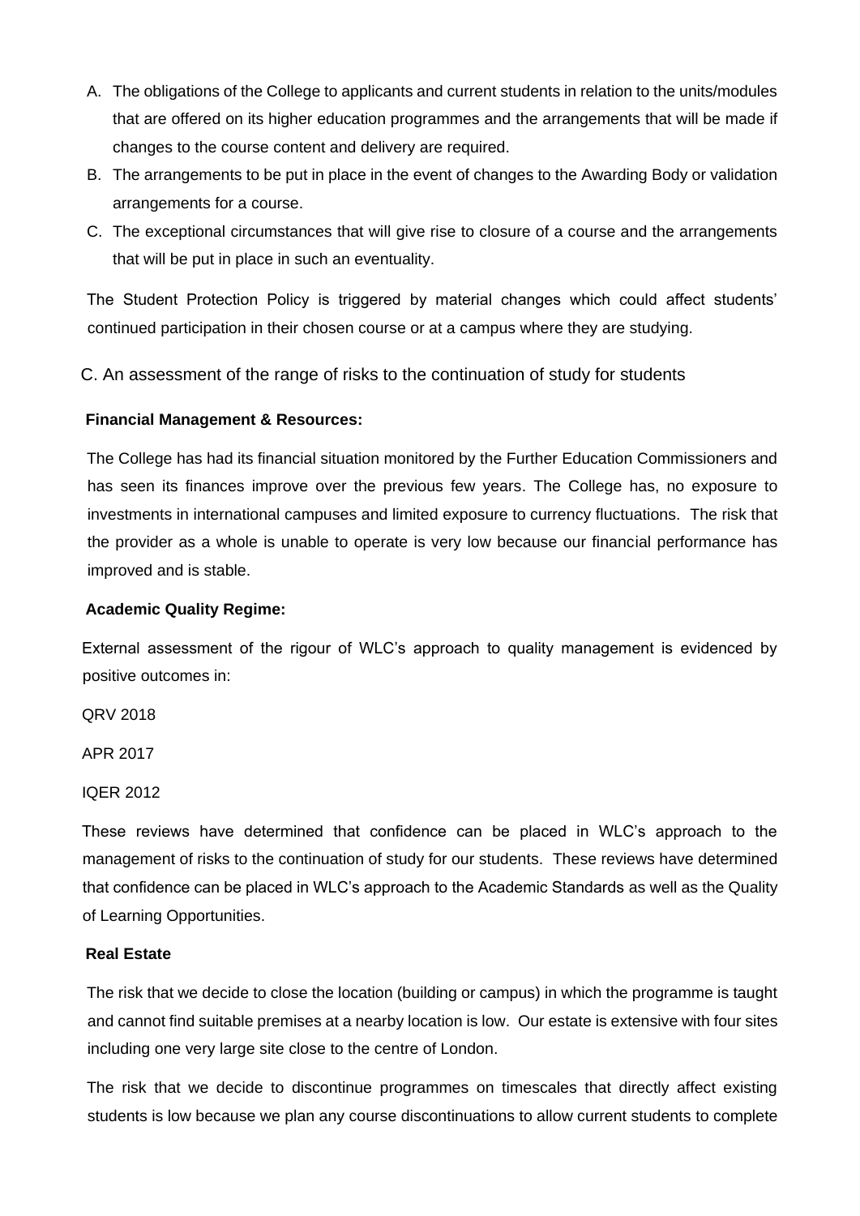A. The obligations of the College to applicants and current students in relation to the units/modules that are offered on its higher education programmes and the arrangements that will be made if changes to the course content and delivery are required.
B. The arrangements to be put in place in the event of changes to the Awarding Body or validation arrangements for a course.
C. The exceptional circumstances that will give rise to closure of a course and the arrangements that will be put in place in such an eventuality.

The Student Protection Policy is triggered by material changes which could affect students' continued participation in their chosen course or at a campus where they are studying.

C. An assessment of the range of risks to the continuation of study for students

**Financial Management & Resources:**

The College has had its financial situation monitored by the Further Education Commissioners and has seen its finances improve over the previous few years. The College has, no exposure to investments in international campuses and limited exposure to currency fluctuations. The risk that the provider as a whole is unable to operate is very low because our financial performance has improved and is stable.

**Academic Quality Regime:**

External assessment of the rigour of WLC's approach to quality management is evidenced by positive outcomes in:

QRV 2018

APR 2017

IQER 2012

These reviews have determined that confidence can be placed in WLC's approach to the management of risks to the continuation of study for our students. These reviews have determined that confidence can be placed in WLC's approach to the Academic Standards as well as the Quality of Learning Opportunities.

**Real Estate**

The risk that we decide to close the location (building or campus) in which the programme is taught and cannot find suitable premises at a nearby location is low. Our estate is extensive with four sites including one very large site close to the centre of London.

The risk that we decide to discontinue programmes on timescales that directly affect existing students is low because we plan any course discontinuations to allow current students to complete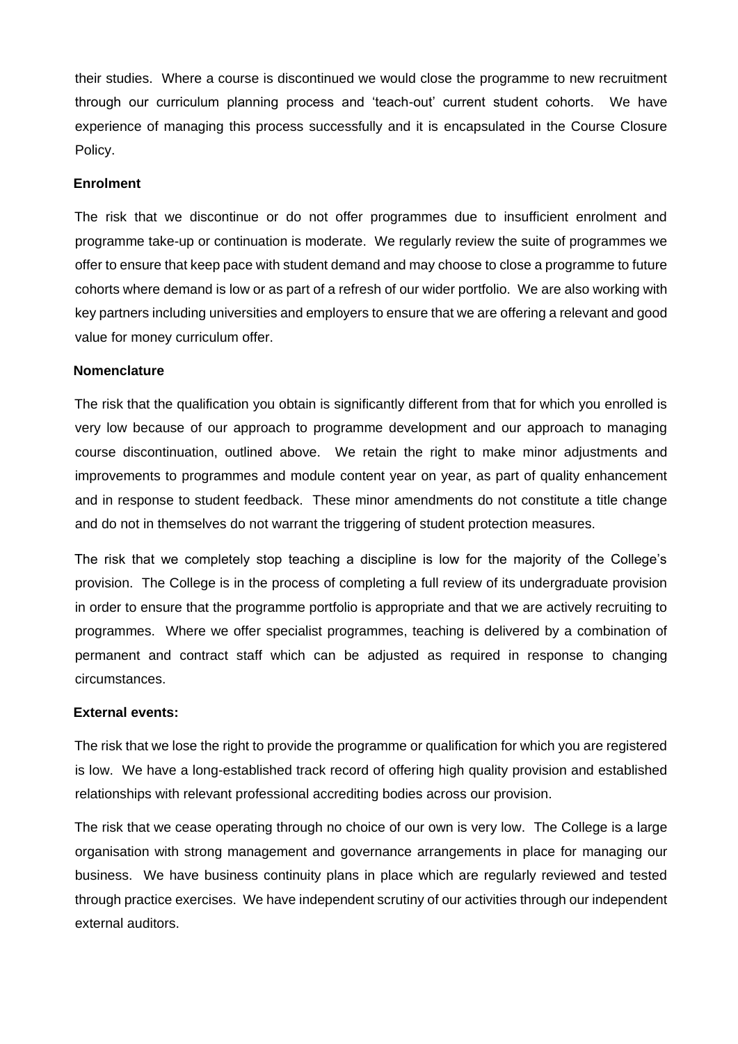their studies. Where a course is discontinued we would close the programme to new recruitment through our curriculum planning process and 'teach-out' current student cohorts. We have experience of managing this process successfully and it is encapsulated in the Course Closure Policy.

**Enrolment**

The risk that we discontinue or do not offer programmes due to insufficient enrolment and programme take-up or continuation is moderate. We regularly review the suite of programmes we offer to ensure that keep pace with student demand and may choose to close a programme to future cohorts where demand is low or as part of a refresh of our wider portfolio. We are also working with key partners including universities and employers to ensure that we are offering a relevant and good value for money curriculum offer.

**Nomenclature**

The risk that the qualification you obtain is significantly different from that for which you enrolled is very low because of our approach to programme development and our approach to managing course discontinuation, outlined above. We retain the right to make minor adjustments and improvements to programmes and module content year on year, as part of quality enhancement and in response to student feedback. These minor amendments do not constitute a title change and do not in themselves do not warrant the triggering of student protection measures.

The risk that we completely stop teaching a discipline is low for the majority of the College's provision. The College is in the process of completing a full review of its undergraduate provision in order to ensure that the programme portfolio is appropriate and that we are actively recruiting to programmes. Where we offer specialist programmes, teaching is delivered by a combination of permanent and contract staff which can be adjusted as required in response to changing circumstances.

**External events:**

The risk that we lose the right to provide the programme or qualification for which you are registered is low. We have a long-established track record of offering high quality provision and established relationships with relevant professional accrediting bodies across our provision.

The risk that we cease operating through no choice of our own is very low. The College is a large organisation with strong management and governance arrangements in place for managing our business. We have business continuity plans in place which are regularly reviewed and tested through practice exercises. We have independent scrutiny of our activities through our independent external auditors.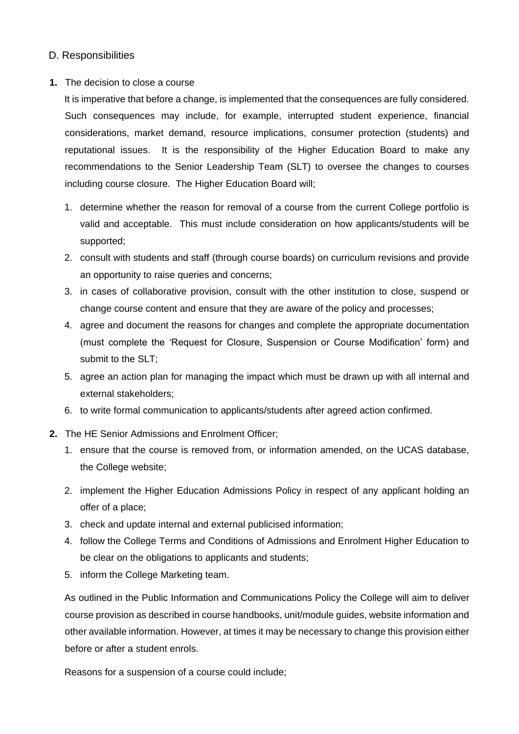## D. Responsibilities

**1.** The decision to close a course

It is imperative that before a change, is implemented that the consequences are fully considered. Such consequences may include, for example, interrupted student experience, financial considerations, market demand, resource implications, consumer protection (students) and reputational issues. It is the responsibility of the Higher Education Board to make any recommendations to the Senior Leadership Team (SLT) to oversee the changes to courses including course closure. The Higher Education Board will;

1. determine whether the reason for removal of a course from the current College portfolio is valid and acceptable. This must include consideration on how applicants/students will be supported;
2. consult with students and staff (through course boards) on curriculum revisions and provide an opportunity to raise queries and concerns;
3. in cases of collaborative provision, consult with the other institution to close, suspend or change course content and ensure that they are aware of the policy and processes;
4. agree and document the reasons for changes and complete the appropriate documentation (must complete the 'Request for Closure, Suspension or Course Modification' form) and submit to the SLT;
5. agree an action plan for managing the impact which must be drawn up with all internal and external stakeholders;
6. to write formal communication to applicants/students after agreed action confirmed.

**2.** The HE Senior Admissions and Enrolment Officer;

1. ensure that the course is removed from, or information amended, on the UCAS database, the College website;
2. implement the Higher Education Admissions Policy in respect of any applicant holding an offer of a place;
3. check and update internal and external publicised information;
4. follow the College Terms and Conditions of Admissions and Enrolment Higher Education to be clear on the obligations to applicants and students;
5. inform the College Marketing team.

As outlined in the Public Information and Communications Policy the College will aim to deliver course provision as described in course handbooks, unit/module guides, website information and other available information. However, at times it may be necessary to change this provision either before or after a student enrols.

Reasons for a suspension of a course could include;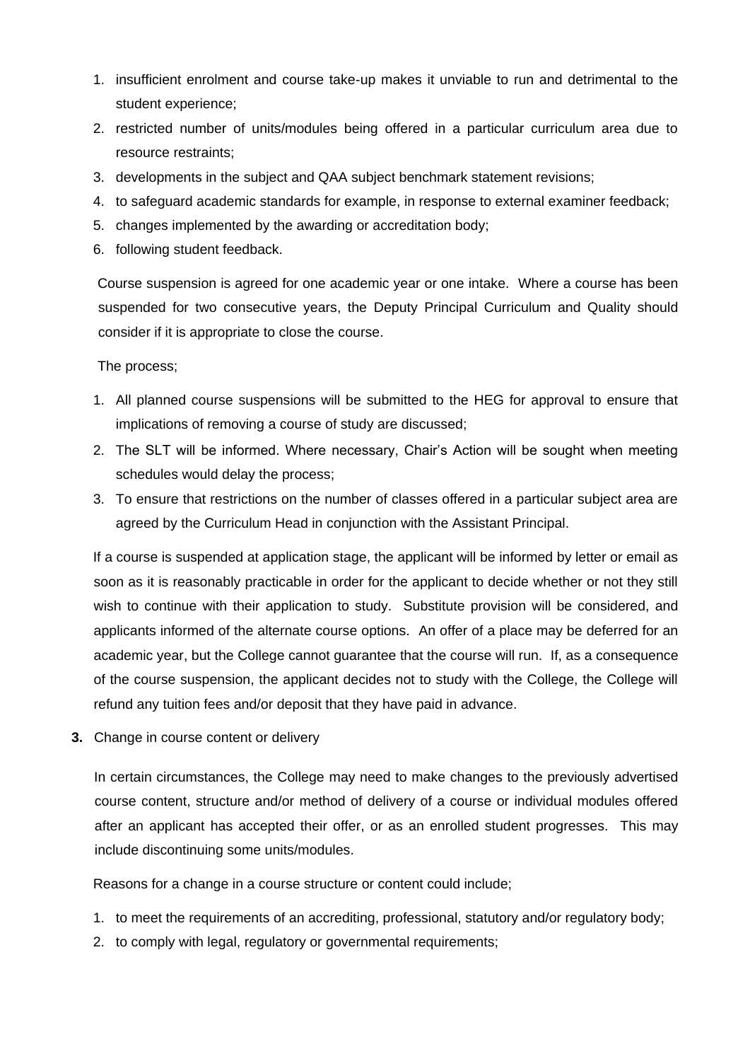1. insufficient enrolment and course take-up makes it unviable to run and detrimental to the student experience;
2. restricted number of units/modules being offered in a particular curriculum area due to resource restraints;
3. developments in the subject and QAA subject benchmark statement revisions;
4. to safeguard academic standards for example, in response to external examiner feedback;
5. changes implemented by the awarding or accreditation body;
6. following student feedback.

Course suspension is agreed for one academic year or one intake. Where a course has been suspended for two consecutive years, the Deputy Principal Curriculum and Quality should consider if it is appropriate to close the course.

The process;

1. All planned course suspensions will be submitted to the HEG for approval to ensure that implications of removing a course of study are discussed;
2. The SLT will be informed. Where necessary, Chair's Action will be sought when meeting schedules would delay the process;
3. To ensure that restrictions on the number of classes offered in a particular subject area are agreed by the Curriculum Head in conjunction with the Assistant Principal.

If a course is suspended at application stage, the applicant will be informed by letter or email as soon as it is reasonably practicable in order for the applicant to decide whether or not they still wish to continue with their application to study. Substitute provision will be considered, and applicants informed of the alternate course options. An offer of a place may be deferred for an academic year, but the College cannot guarantee that the course will run. If, as a consequence of the course suspension, the applicant decides not to study with the College, the College will refund any tuition fees and/or deposit that they have paid in advance.

**3.** Change in course content or delivery

In certain circumstances, the College may need to make changes to the previously advertised course content, structure and/or method of delivery of a course or individual modules offered after an applicant has accepted their offer, or as an enrolled student progresses. This may include discontinuing some units/modules.

Reasons for a change in a course structure or content could include;

1. to meet the requirements of an accrediting, professional, statutory and/or regulatory body;
2. to comply with legal, regulatory or governmental requirements;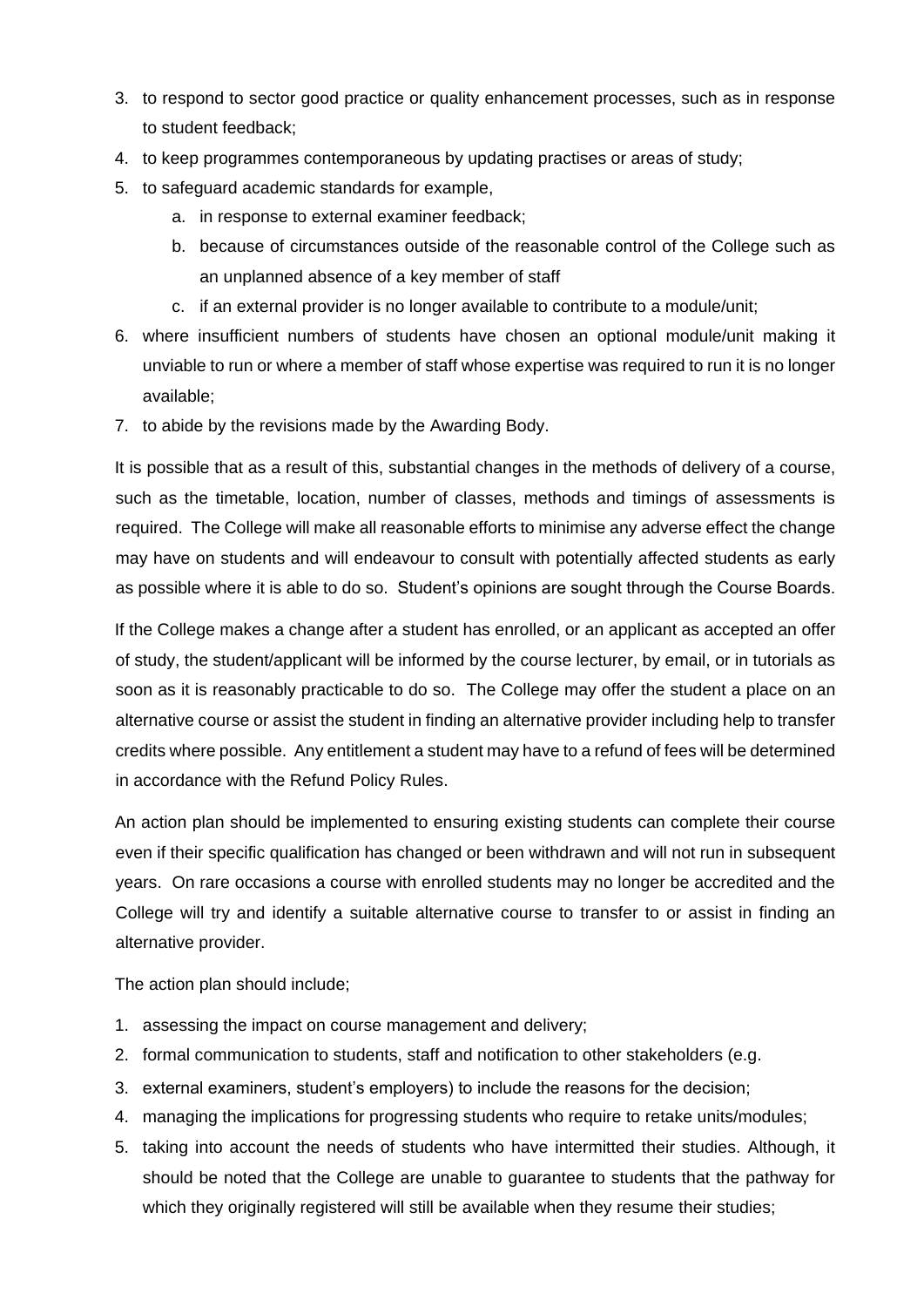3. to respond to sector good practice or quality enhancement processes, such as in response to student feedback;
4. to keep programmes contemporaneous by updating practises or areas of study;
5. to safeguard academic standards for example,
    a. in response to external examiner feedback;
    b. because of circumstances outside of the reasonable control of the College such as an unplanned absence of a key member of staff
    c. if an external provider is no longer available to contribute to a module/unit;
6. where insufficient numbers of students have chosen an optional module/unit making it unviable to run or where a member of staff whose expertise was required to run it is no longer available;
7. to abide by the revisions made by the Awarding Body.

It is possible that as a result of this, substantial changes in the methods of delivery of a course, such as the timetable, location, number of classes, methods and timings of assessments is required. The College will make all reasonable efforts to minimise any adverse effect the change may have on students and will endeavour to consult with potentially affected students as early as possible where it is able to do so. Student's opinions are sought through the Course Boards.

If the College makes a change after a student has enrolled, or an applicant as accepted an offer of study, the student/applicant will be informed by the course lecturer, by email, or in tutorials as soon as it is reasonably practicable to do so. The College may offer the student a place on an alternative course or assist the student in finding an alternative provider including help to transfer credits where possible. Any entitlement a student may have to a refund of fees will be determined in accordance with the Refund Policy Rules.

An action plan should be implemented to ensuring existing students can complete their course even if their specific qualification has changed or been withdrawn and will not run in subsequent years. On rare occasions a course with enrolled students may no longer be accredited and the College will try and identify a suitable alternative course to transfer to or assist in finding an alternative provider.

The action plan should include;

1. assessing the impact on course management and delivery;
2. formal communication to students, staff and notification to other stakeholders (e.g.
3. external examiners, student's employers) to include the reasons for the decision;
4. managing the implications for progressing students who require to retake units/modules;
5. taking into account the needs of students who have intermitted their studies. Although, it should be noted that the College are unable to guarantee to students that the pathway for which they originally registered will still be available when they resume their studies;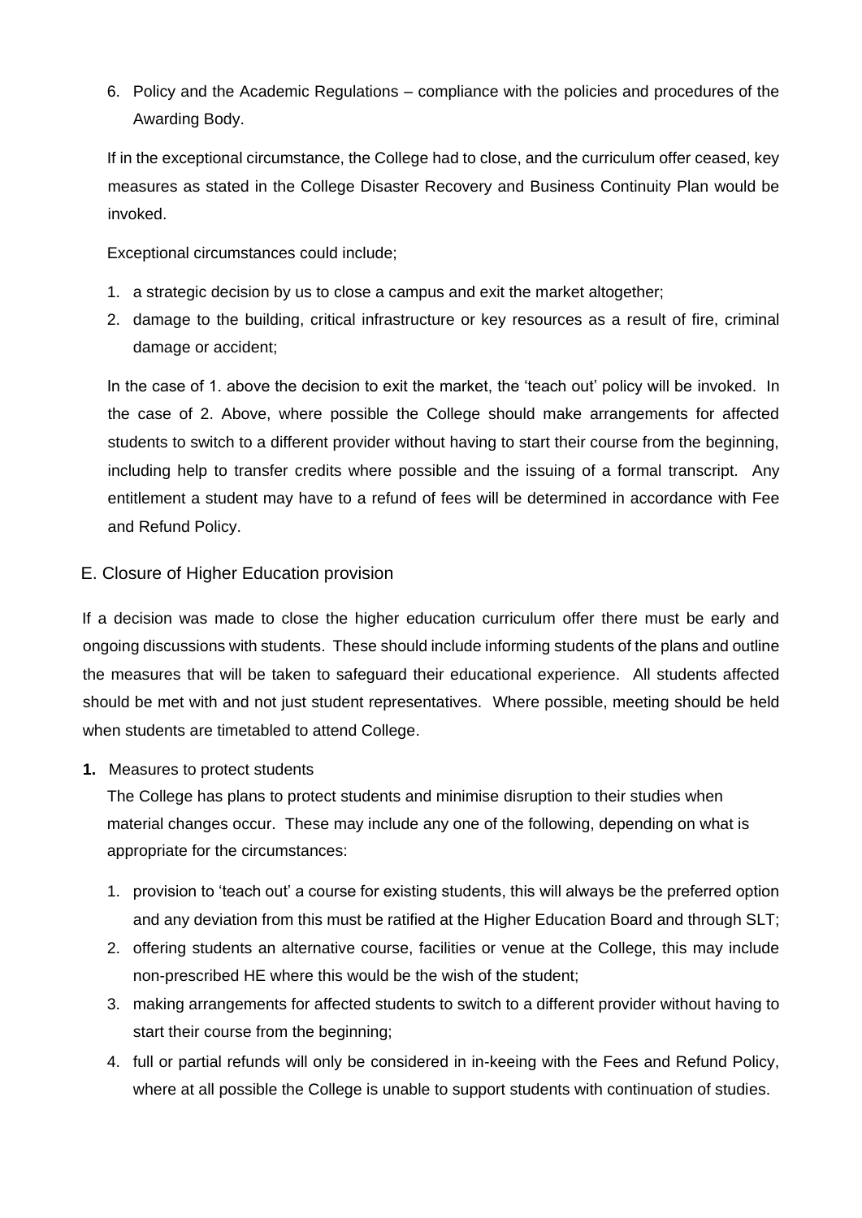6. Policy and the Academic Regulations – compliance with the policies and procedures of the Awarding Body.

If in the exceptional circumstance, the College had to close, and the curriculum offer ceased, key measures as stated in the College Disaster Recovery and Business Continuity Plan would be invoked.

Exceptional circumstances could include;

1. a strategic decision by us to close a campus and exit the market altogether;
2. damage to the building, critical infrastructure or key resources as a result of fire, criminal damage or accident;

In the case of 1. above the decision to exit the market, the 'teach out' policy will be invoked. In the case of 2. Above, where possible the College should make arrangements for affected students to switch to a different provider without having to start their course from the beginning, including help to transfer credits where possible and the issuing of a formal transcript. Any entitlement a student may have to a refund of fees will be determined in accordance with Fee and Refund Policy.

## E. Closure of Higher Education provision

If a decision was made to close the higher education curriculum offer there must be early and ongoing discussions with students. These should include informing students of the plans and outline the measures that will be taken to safeguard their educational experience. All students affected should be met with and not just student representatives. Where possible, meeting should be held when students are timetabled to attend College.

**1.** Measures to protect students

The College has plans to protect students and minimise disruption to their studies when material changes occur. These may include any one of the following, depending on what is appropriate for the circumstances:

1. provision to 'teach out' a course for existing students, this will always be the preferred option and any deviation from this must be ratified at the Higher Education Board and through SLT;
2. offering students an alternative course, facilities or venue at the College, this may include non-prescribed HE where this would be the wish of the student;
3. making arrangements for affected students to switch to a different provider without having to start their course from the beginning;
4. full or partial refunds will only be considered in in-keeing with the Fees and Refund Policy, where at all possible the College is unable to support students with continuation of studies.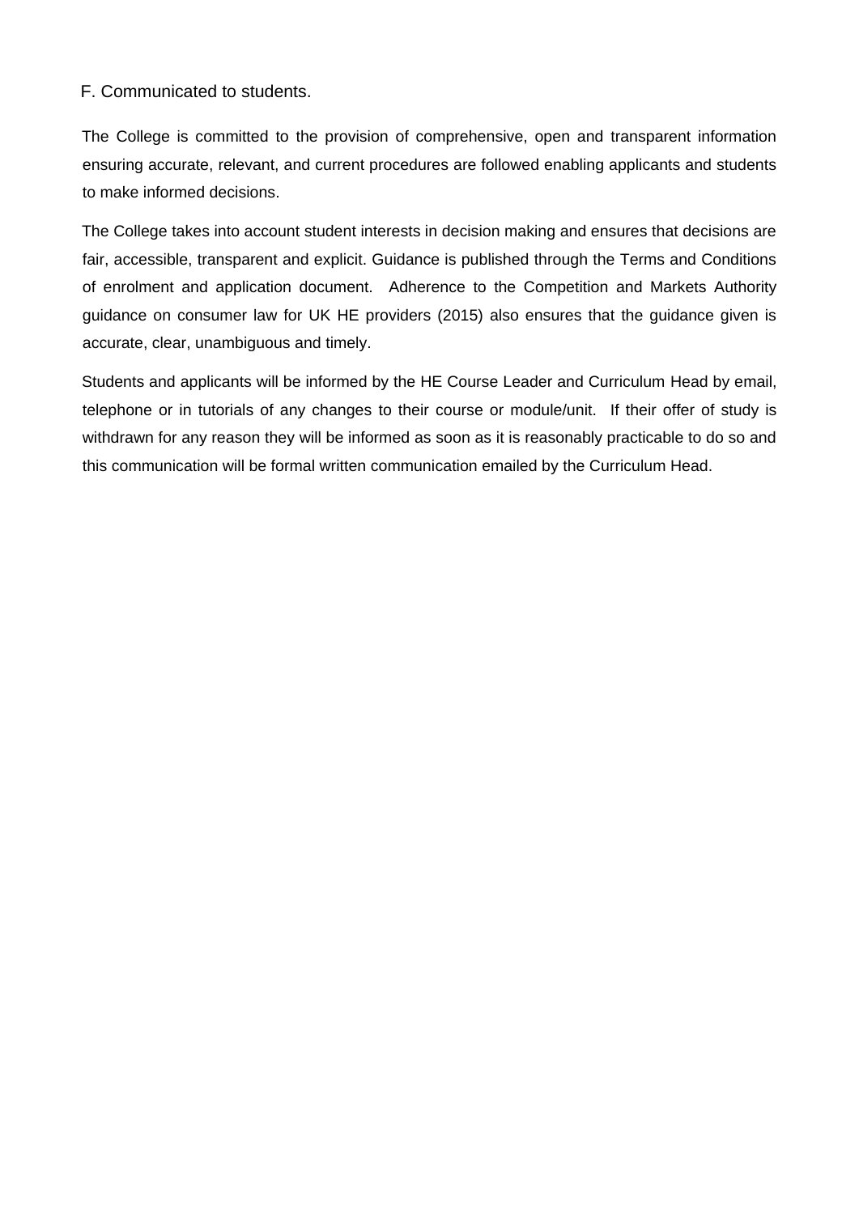## F. Communicated to students.

The College is committed to the provision of comprehensive, open and transparent information ensuring accurate, relevant, and current procedures are followed enabling applicants and students to make informed decisions.

The College takes into account student interests in decision making and ensures that decisions are fair, accessible, transparent and explicit. Guidance is published through the Terms and Conditions of enrolment and application document. Adherence to the Competition and Markets Authority guidance on consumer law for UK HE providers (2015) also ensures that the guidance given is accurate, clear, unambiguous and timely.

Students and applicants will be informed by the HE Course Leader and Curriculum Head by email, telephone or in tutorials of any changes to their course or module/unit. If their offer of study is withdrawn for any reason they will be informed as soon as it is reasonably practicable to do so and this communication will be formal written communication emailed by the Curriculum Head.